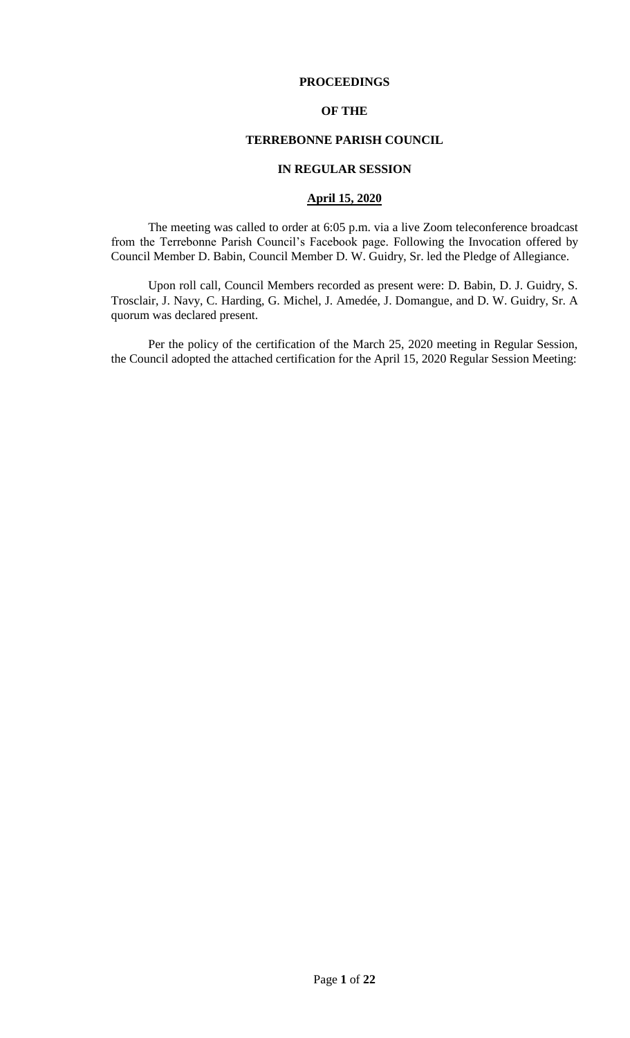**PROCEEDINGS**

**OF THE**

**TERREBONNE PARISH COUNCIL**

**IN REGULAR SESSION**

**April 15, 2020**

The meeting was called to order at 6:05 p.m. via a live Zoom teleconference broadcast from the Terrebonne Parish Council's Facebook page. Following the Invocation offered by Council Member D. Babin, Council Member D. W. Guidry, Sr. led the Pledge of Allegiance.

Upon roll call, Council Members recorded as present were: D. Babin, D. J. Guidry, S. Trosclair, J. Navy, C. Harding, G. Michel, J. Amedée, J. Domangue, and D. W. Guidry, Sr. A quorum was declared present.

Per the policy of the certification of the March 25, 2020 meeting in Regular Session, the Council adopted the attached certification for the April 15, 2020 Regular Session Meeting: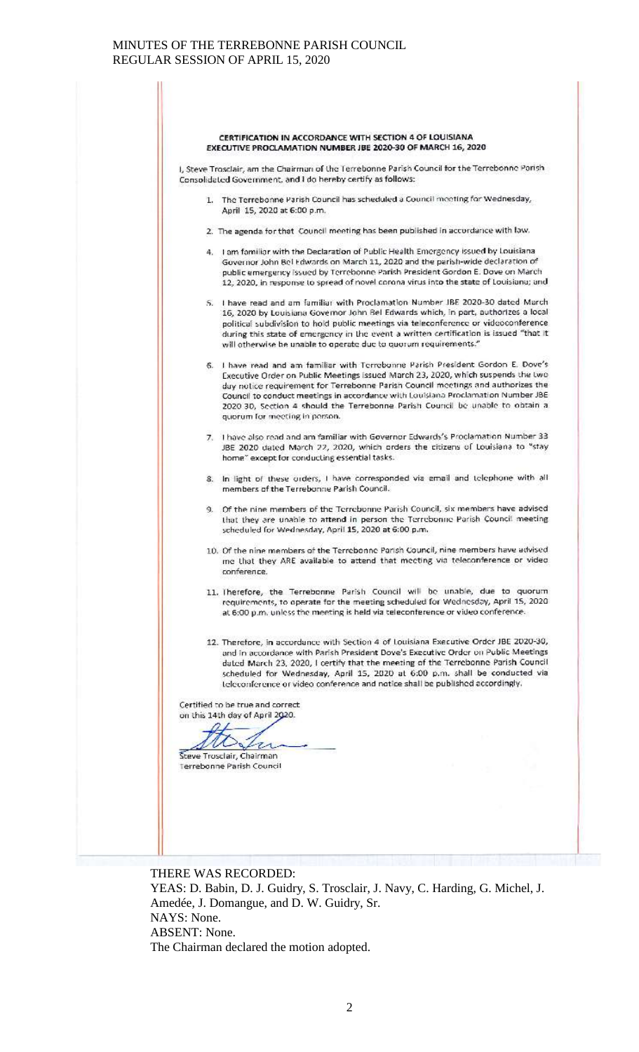**CERTIFICATION IN ACCORDANCE WITH SECTION 4 OF LOUISIANA EXECUTIVE PROCLAMATION NUMBER JBE 2020-30 OF MARCH 16, 2020**

I, Steve Trosclair, am the Chairman of the Terrebonne Parish Council for the Terrebonne Parish Consolidated Government, and I do hereby certify as follows:

1. The Terrebonne Parish Council has scheduled a Council meeting for Wednesday, April 15, 2020 at 6:00 p.m.

2. The agenda for that Council meeting has been published in accordance with law.

4. I am familiar with the Declaration of Public Health Emergency issued by Louisiana Governor John Bel Edwards on March 11, 2020 and the parish-wide declaration of public emergency issued by Terrebonne Parish President Gordon E. Dove on March 12, 2020, in response to spread of novel corona virus into the state of Louisiana; and

5. I have read and am familiar with Proclamation Number JBE 2020-30 dated March 16, 2020 by Louisiana Governor John Bel Edwards which, in part, authorizes a local political subdivision to hold public meetings via teleconference or videoconference during this state of emergency in the event a written certification is issued "that it will otherwise be unable to operate due to quorum requirements."

6. I have read and am familiar with Terrebonne Parish President Gordon E. Dove's Executive Order on Public Meetings issued March 23, 2020, which suspends the two day notice requirement for Terrebonne Parish Council meetings and authorizes the Council to conduct meetings in accordance with Louisiana Proclamation Number JBE 2020 30, Section 4 should the Terrebonne Parish Council be unable to obtain a quorum for meeting in person.

7. I have also read and am familiar with Governor Edwards's Proclamation Number 33 JBE 2020 dated March 22, 2020, which orders the citizens of Louisiana to "stay home" except for conducting essential tasks.

8. In light of these orders, I have corresponded via email and telephone with all members of the Terrebonne Parish Council.

9. Of the nine members of the Terrebonne Parish Council, six members have advised that they are unable to attend in person the Terrebonne Parish Council meeting scheduled for Wednesday, April 15, 2020 at 6:00 p.m.

10. Of the nine members of the Terrebonne Parish Council, nine members have advised me that they ARE available to attend that meeting via teleconference or video conference.

11. Therefore, the Terrebonne Parish Council will be unable, due to quorum requirements, to operate for the meeting scheduled for Wednesday, April 15, 2020 at 6:00 p.m. unless the meeting is held via teleconference or video conference.

12. Therefore, in accordance with Section 4 of Louisiana Executive Order JBE 2020-30, and in accordance with Parish President Dove's Executive Order on Public Meetings dated March 23, 2020, I certify that the meeting of the Terrebonne Parish Council scheduled for Wednesday, April 15, 2020 at 6:00 p.m. shall be conducted via teleconference or video conference and notice shall be published accordingly.

Certified to be true and correct on this 14th day of April 2020.

Steve Trosclair, Chairman
Terrebonne Parish Council

THERE WAS RECORDED:
YEAS: D. Babin, D. J. Guidry, S. Trosclair, J. Navy, C. Harding, G. Michel, J. Amedée, J. Domangue, and D. W. Guidry, Sr.
NAYS: None.
ABSENT: None.
The Chairman declared the motion adopted.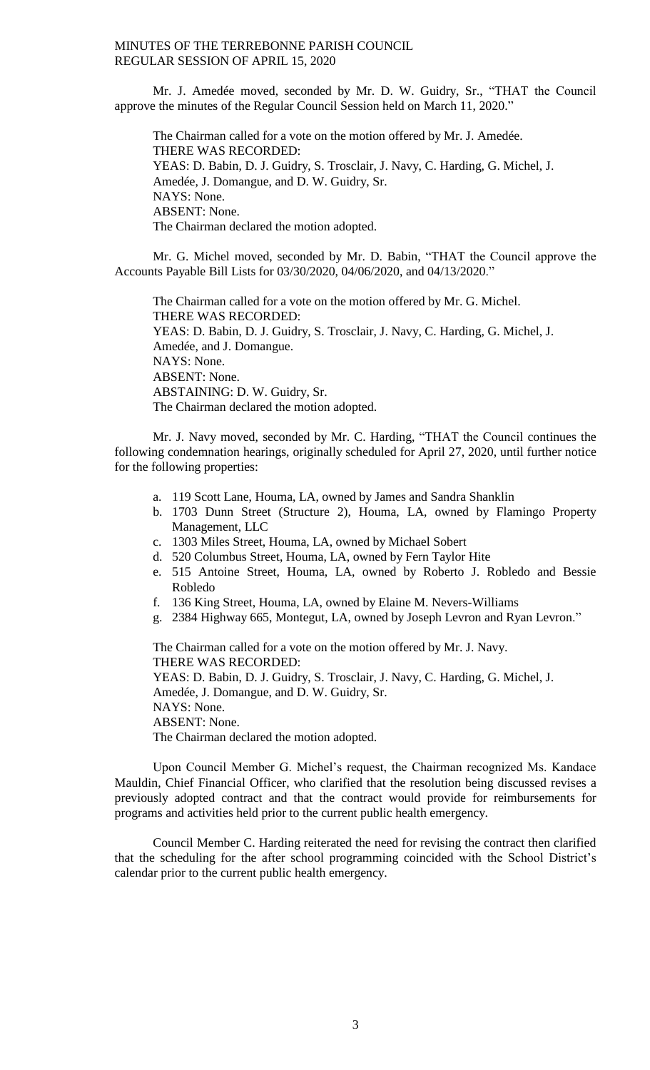Mr. J. Amedée moved, seconded by Mr. D. W. Guidry, Sr., "THAT the Council approve the minutes of the Regular Council Session held on March 11, 2020."

The Chairman called for a vote on the motion offered by Mr. J. Amedée.
THERE WAS RECORDED:
YEAS: D. Babin, D. J. Guidry, S. Trosclair, J. Navy, C. Harding, G. Michel, J. Amedée, J. Domangue, and D. W. Guidry, Sr.
NAYS: None.
ABSENT: None.
The Chairman declared the motion adopted.

Mr. G. Michel moved, seconded by Mr. D. Babin, "THAT the Council approve the Accounts Payable Bill Lists for 03/30/2020, 04/06/2020, and 04/13/2020."

The Chairman called for a vote on the motion offered by Mr. G. Michel.
THERE WAS RECORDED:
YEAS: D. Babin, D. J. Guidry, S. Trosclair, J. Navy, C. Harding, G. Michel, J. Amedée, and J. Domangue.
NAYS: None.
ABSENT: None.
ABSTAINING: D. W. Guidry, Sr.
The Chairman declared the motion adopted.

Mr. J. Navy moved, seconded by Mr. C. Harding, "THAT the Council continues the following condemnation hearings, originally scheduled for April 27, 2020, until further notice for the following properties:

a. 119 Scott Lane, Houma, LA, owned by James and Sandra Shanklin
b. 1703 Dunn Street (Structure 2), Houma, LA, owned by Flamingo Property Management, LLC
c. 1303 Miles Street, Houma, LA, owned by Michael Sobert
d. 520 Columbus Street, Houma, LA, owned by Fern Taylor Hite
e. 515 Antoine Street, Houma, LA, owned by Roberto J. Robledo and Bessie Robledo
f. 136 King Street, Houma, LA, owned by Elaine M. Nevers-Williams
g. 2384 Highway 665, Montegut, LA, owned by Joseph Levron and Ryan Levron."

The Chairman called for a vote on the motion offered by Mr. J. Navy.
THERE WAS RECORDED:
YEAS: D. Babin, D. J. Guidry, S. Trosclair, J. Navy, C. Harding, G. Michel, J. Amedée, J. Domangue, and D. W. Guidry, Sr.
NAYS: None.
ABSENT: None.
The Chairman declared the motion adopted.

Upon Council Member G. Michel's request, the Chairman recognized Ms. Kandace Mauldin, Chief Financial Officer, who clarified that the resolution being discussed revises a previously adopted contract and that the contract would provide for reimbursements for programs and activities held prior to the current public health emergency.

Council Member C. Harding reiterated the need for revising the contract then clarified that the scheduling for the after school programming coincided with the School District's calendar prior to the current public health emergency.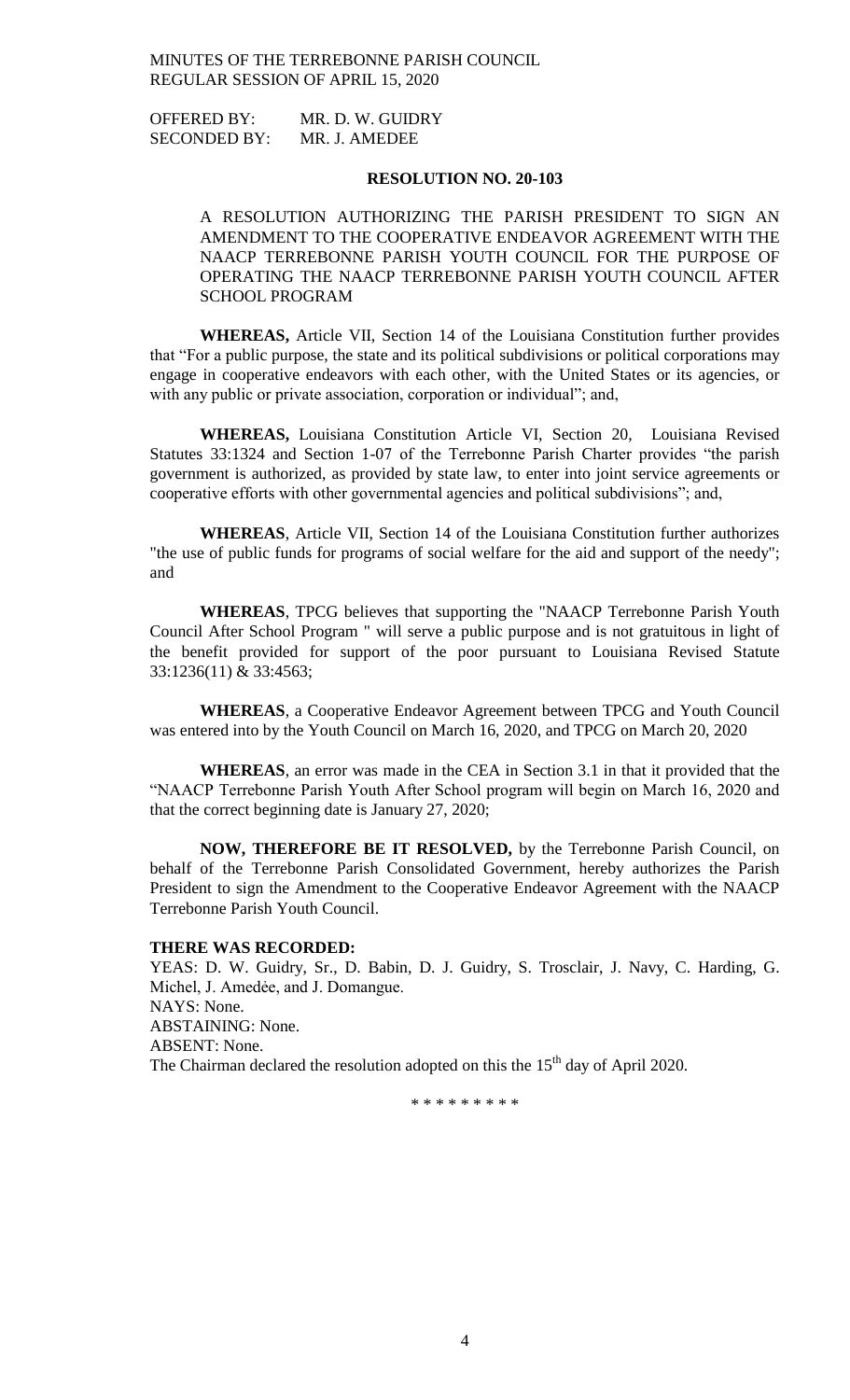OFFERED BY: MR. D. W. GUIDRY
SECONDED BY: MR. J. AMEDEE

**RESOLUTION NO. 20-103**

A RESOLUTION AUTHORIZING THE PARISH PRESIDENT TO SIGN AN AMENDMENT TO THE COOPERATIVE ENDEAVOR AGREEMENT WITH THE NAACP TERREBONNE PARISH YOUTH COUNCIL FOR THE PURPOSE OF OPERATING THE NAACP TERREBONNE PARISH YOUTH COUNCIL AFTER SCHOOL PROGRAM

**WHEREAS,** Article VII, Section 14 of the Louisiana Constitution further provides that "For a public purpose, the state and its political subdivisions or political corporations may engage in cooperative endeavors with each other, with the United States or its agencies, or with any public or private association, corporation or individual"; and,

**WHEREAS,** Louisiana Constitution Article VI, Section 20, Louisiana Revised Statutes 33:1324 and Section 1-07 of the Terrebonne Parish Charter provides "the parish government is authorized, as provided by state law, to enter into joint service agreements or cooperative efforts with other governmental agencies and political subdivisions"; and,

**WHEREAS**, Article VII, Section 14 of the Louisiana Constitution further authorizes "the use of public funds for programs of social welfare for the aid and support of the needy"; and

**WHEREAS**, TPCG believes that supporting the "NAACP Terrebonne Parish Youth Council After School Program " will serve a public purpose and is not gratuitous in light of the benefit provided for support of the poor pursuant to Louisiana Revised Statute 33:1236(11) & 33:4563;

**WHEREAS**, a Cooperative Endeavor Agreement between TPCG and Youth Council was entered into by the Youth Council on March 16, 2020, and TPCG on March 20, 2020

**WHEREAS**, an error was made in the CEA in Section 3.1 in that it provided that the "NAACP Terrebonne Parish Youth After School program will begin on March 16, 2020 and that the correct beginning date is January 27, 2020;

**NOW, THEREFORE BE IT RESOLVED,** by the Terrebonne Parish Council, on behalf of the Terrebonne Parish Consolidated Government, hereby authorizes the Parish President to sign the Amendment to the Cooperative Endeavor Agreement with the NAACP Terrebonne Parish Youth Council.

**THERE WAS RECORDED:**

YEAS: D. W. Guidry, Sr., D. Babin, D. J. Guidry, S. Trosclair, J. Navy, C. Harding, G. Michel, J. Amedėe, and J. Domangue.
NAYS: None.
ABSTAINING: None.
ABSENT: None.
The Chairman declared the resolution adopted on this the 15th day of April 2020.

\* \* \* \* \* \* \* \* \*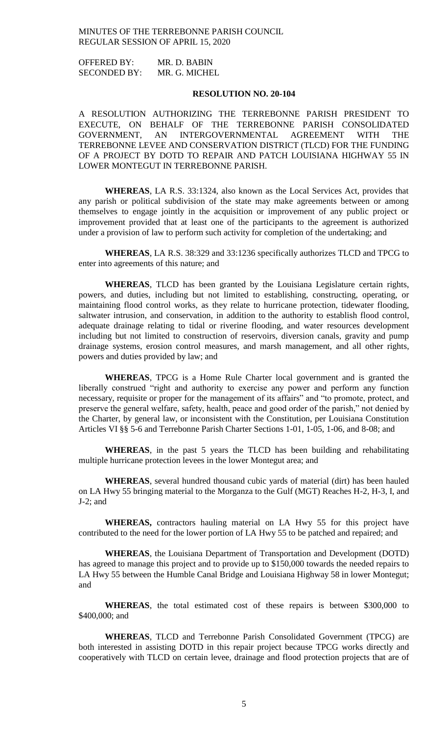OFFERED BY: MR. D. BABIN
SECONDED BY: MR. G. MICHEL

**RESOLUTION NO. 20-104**

A RESOLUTION AUTHORIZING THE TERREBONNE PARISH PRESIDENT TO EXECUTE, ON BEHALF OF THE TERREBONNE PARISH CONSOLIDATED GOVERNMENT, AN INTERGOVERNMENTAL AGREEMENT WITH THE TERREBONNE LEVEE AND CONSERVATION DISTRICT (TLCD) FOR THE FUNDING OF A PROJECT BY DOTD TO REPAIR AND PATCH LOUISIANA HIGHWAY 55 IN LOWER MONTEGUT IN TERREBONNE PARISH.

**WHEREAS**, LA R.S. 33:1324, also known as the Local Services Act, provides that any parish or political subdivision of the state may make agreements between or among themselves to engage jointly in the acquisition or improvement of any public project or improvement provided that at least one of the participants to the agreement is authorized under a provision of law to perform such activity for completion of the undertaking; and

**WHEREAS**, LA R.S. 38:329 and 33:1236 specifically authorizes TLCD and TPCG to enter into agreements of this nature; and

**WHEREAS**, TLCD has been granted by the Louisiana Legislature certain rights, powers, and duties, including but not limited to establishing, constructing, operating, or maintaining flood control works, as they relate to hurricane protection, tidewater flooding, saltwater intrusion, and conservation, in addition to the authority to establish flood control, adequate drainage relating to tidal or riverine flooding, and water resources development including but not limited to construction of reservoirs, diversion canals, gravity and pump drainage systems, erosion control measures, and marsh management, and all other rights, powers and duties provided by law; and

**WHEREAS**, TPCG is a Home Rule Charter local government and is granted the liberally construed "right and authority to exercise any power and perform any function necessary, requisite or proper for the management of its affairs" and "to promote, protect, and preserve the general welfare, safety, health, peace and good order of the parish," not denied by the Charter, by general law, or inconsistent with the Constitution, per Louisiana Constitution Articles VI §§ 5-6 and Terrebonne Parish Charter Sections 1-01, 1-05, 1-06, and 8-08; and

**WHEREAS**, in the past 5 years the TLCD has been building and rehabilitating multiple hurricane protection levees in the lower Montegut area; and

**WHEREAS**, several hundred thousand cubic yards of material (dirt) has been hauled on LA Hwy 55 bringing material to the Morganza to the Gulf (MGT) Reaches H-2, H-3, I, and J-2; and

**WHEREAS,** contractors hauling material on LA Hwy 55 for this project have contributed to the need for the lower portion of LA Hwy 55 to be patched and repaired; and

**WHEREAS**, the Louisiana Department of Transportation and Development (DOTD) has agreed to manage this project and to provide up to $150,000 towards the needed repairs to LA Hwy 55 between the Humble Canal Bridge and Louisiana Highway 58 in lower Montegut; and

**WHEREAS**, the total estimated cost of these repairs is between $300,000 to $400,000; and

**WHEREAS**, TLCD and Terrebonne Parish Consolidated Government (TPCG) are both interested in assisting DOTD in this repair project because TPCG works directly and cooperatively with TLCD on certain levee, drainage and flood protection projects that are of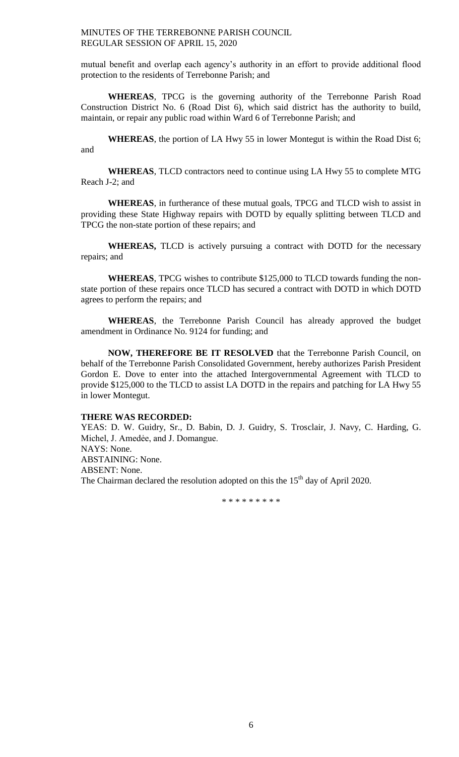mutual benefit and overlap each agency's authority in an effort to provide additional flood protection to the residents of Terrebonne Parish; and

**WHEREAS**, TPCG is the governing authority of the Terrebonne Parish Road Construction District No. 6 (Road Dist 6), which said district has the authority to build, maintain, or repair any public road within Ward 6 of Terrebonne Parish; and

**WHEREAS**, the portion of LA Hwy 55 in lower Montegut is within the Road Dist 6; and

**WHEREAS**, TLCD contractors need to continue using LA Hwy 55 to complete MTG Reach J-2; and

**WHEREAS**, in furtherance of these mutual goals, TPCG and TLCD wish to assist in providing these State Highway repairs with DOTD by equally splitting between TLCD and TPCG the non-state portion of these repairs; and

**WHEREAS,** TLCD is actively pursuing a contract with DOTD for the necessary repairs; and

**WHEREAS**, TPCG wishes to contribute $125,000 to TLCD towards funding the non-state portion of these repairs once TLCD has secured a contract with DOTD in which DOTD agrees to perform the repairs; and

**WHEREAS**, the Terrebonne Parish Council has already approved the budget amendment in Ordinance No. 9124 for funding; and

**NOW, THEREFORE BE IT RESOLVED** that the Terrebonne Parish Council, on behalf of the Terrebonne Parish Consolidated Government, hereby authorizes Parish President Gordon E. Dove to enter into the attached Intergovernmental Agreement with TLCD to provide $125,000 to the TLCD to assist LA DOTD in the repairs and patching for LA Hwy 55 in lower Montegut.

**THERE WAS RECORDED:**
YEAS: D. W. Guidry, Sr., D. Babin, D. J. Guidry, S. Trosclair, J. Navy, C. Harding, G. Michel, J. Amedée, and J. Domangue.
NAYS: None.
ABSTAINING: None.
ABSENT: None.
The Chairman declared the resolution adopted on this the 15th day of April 2020.

\* \* \* \* \* \* \* \* \*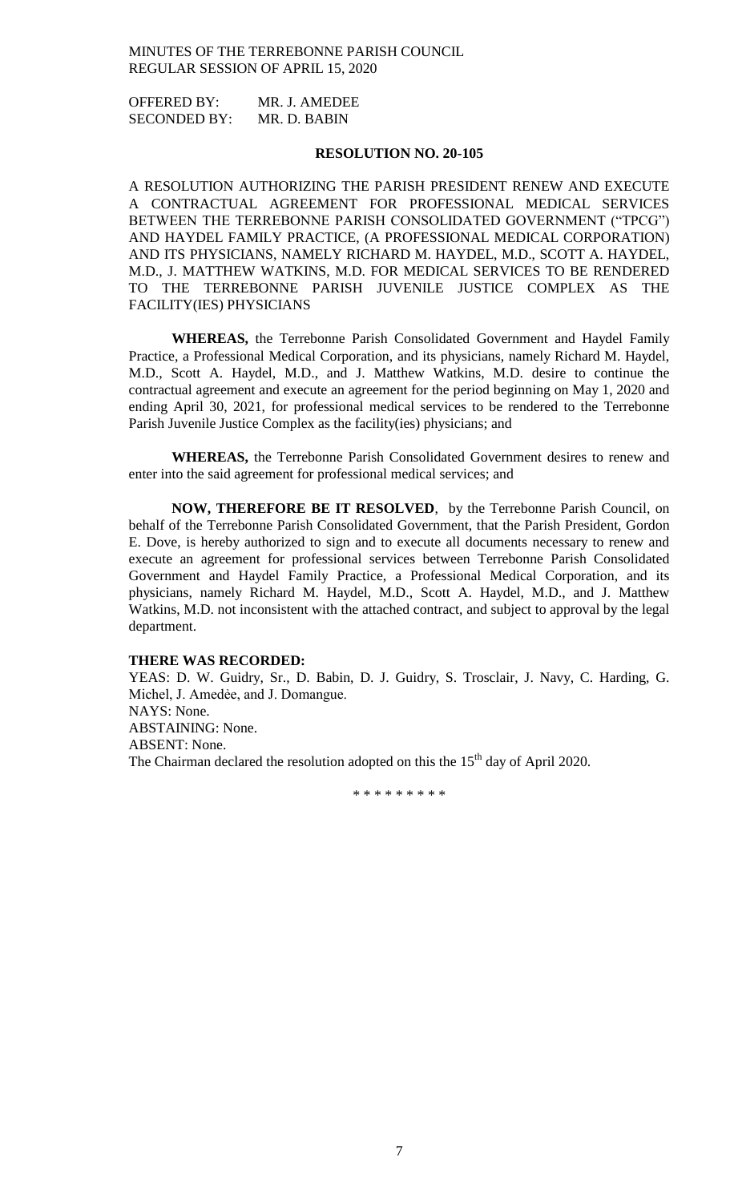OFFERED BY: MR. J. AMEDEE
SECONDED BY: MR. D. BABIN

**RESOLUTION NO. 20-105**

A RESOLUTION AUTHORIZING THE PARISH PRESIDENT RENEW AND EXECUTE A CONTRACTUAL AGREEMENT FOR PROFESSIONAL MEDICAL SERVICES BETWEEN THE TERREBONNE PARISH CONSOLIDATED GOVERNMENT ("TPCG") AND HAYDEL FAMILY PRACTICE, (A PROFESSIONAL MEDICAL CORPORATION) AND ITS PHYSICIANS, NAMELY RICHARD M. HAYDEL, M.D., SCOTT A. HAYDEL, M.D., J. MATTHEW WATKINS, M.D. FOR MEDICAL SERVICES TO BE RENDERED TO THE TERREBONNE PARISH JUVENILE JUSTICE COMPLEX AS THE FACILITY(IES) PHYSICIANS

**WHEREAS,** the Terrebonne Parish Consolidated Government and Haydel Family Practice, a Professional Medical Corporation, and its physicians, namely Richard M. Haydel, M.D., Scott A. Haydel, M.D., and J. Matthew Watkins, M.D. desire to continue the contractual agreement and execute an agreement for the period beginning on May 1, 2020 and ending April 30, 2021, for professional medical services to be rendered to the Terrebonne Parish Juvenile Justice Complex as the facility(ies) physicians; and

**WHEREAS,** the Terrebonne Parish Consolidated Government desires to renew and enter into the said agreement for professional medical services; and

**NOW, THEREFORE BE IT RESOLVED**, by the Terrebonne Parish Council, on behalf of the Terrebonne Parish Consolidated Government, that the Parish President, Gordon E. Dove, is hereby authorized to sign and to execute all documents necessary to renew and execute an agreement for professional services between Terrebonne Parish Consolidated Government and Haydel Family Practice, a Professional Medical Corporation, and its physicians, namely Richard M. Haydel, M.D., Scott A. Haydel, M.D., and J. Matthew Watkins, M.D. not inconsistent with the attached contract, and subject to approval by the legal department.

**THERE WAS RECORDED:**

YEAS: D. W. Guidry, Sr., D. Babin, D. J. Guidry, S. Trosclair, J. Navy, C. Harding, G. Michel, J. Amedée, and J. Domangue.
NAYS: None.
ABSTAINING: None.
ABSENT: None.
The Chairman declared the resolution adopted on this the 15th day of April 2020.

\* \* \* \* \* \* \* \* \*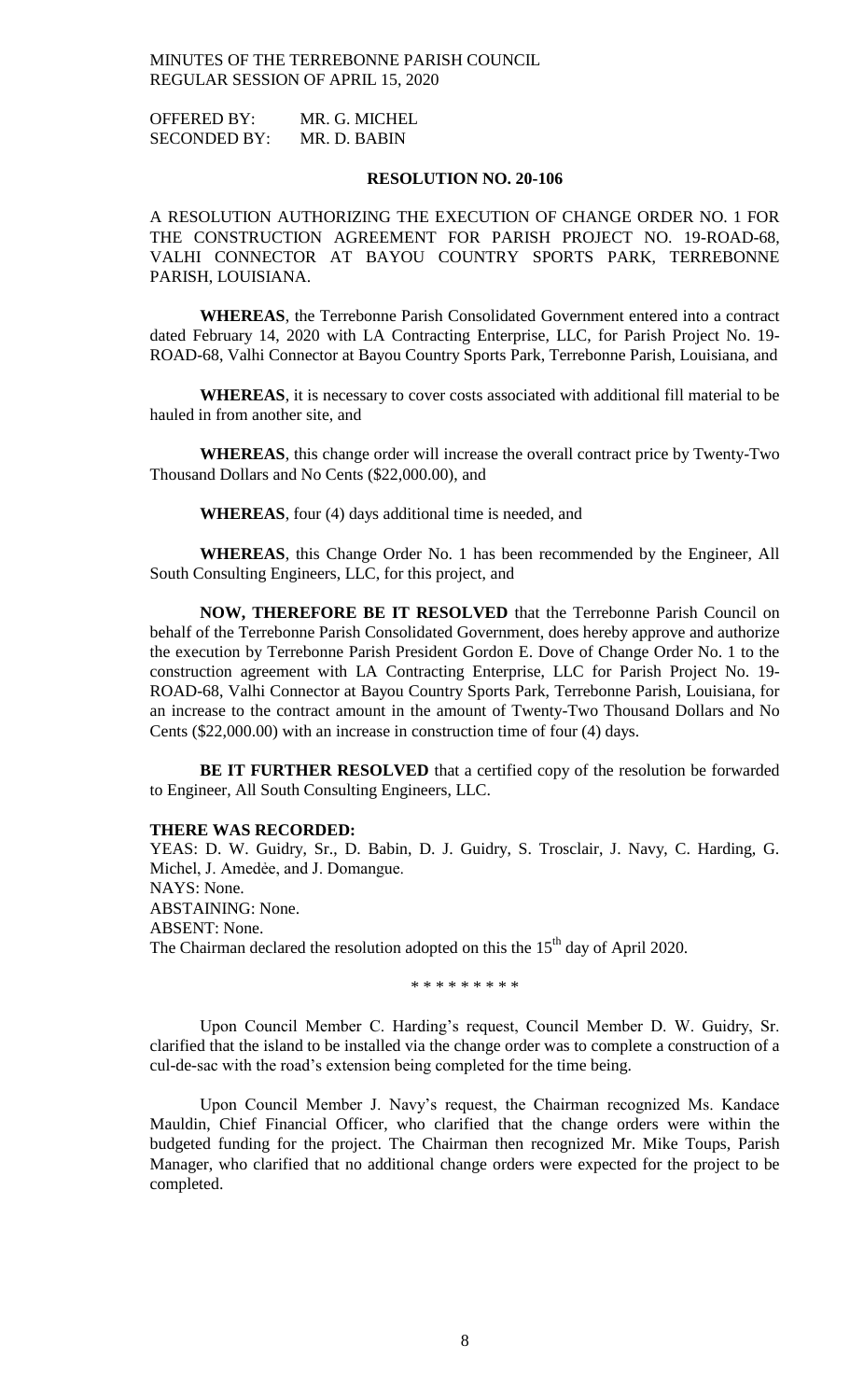OFFERED BY: MR. G. MICHEL
SECONDED BY: MR. D. BABIN

**RESOLUTION NO. 20-106**

A RESOLUTION AUTHORIZING THE EXECUTION OF CHANGE ORDER NO. 1 FOR THE CONSTRUCTION AGREEMENT FOR PARISH PROJECT NO. 19-ROAD-68, VALHI CONNECTOR AT BAYOU COUNTRY SPORTS PARK, TERREBONNE PARISH, LOUISIANA.

**WHEREAS**, the Terrebonne Parish Consolidated Government entered into a contract dated February 14, 2020 with LA Contracting Enterprise, LLC, for Parish Project No. 19-ROAD-68, Valhi Connector at Bayou Country Sports Park, Terrebonne Parish, Louisiana, and

**WHEREAS**, it is necessary to cover costs associated with additional fill material to be hauled in from another site, and

**WHEREAS**, this change order will increase the overall contract price by Twenty-Two Thousand Dollars and No Cents ($22,000.00), and

**WHEREAS**, four (4) days additional time is needed, and

**WHEREAS**, this Change Order No. 1 has been recommended by the Engineer, All South Consulting Engineers, LLC, for this project, and

**NOW, THEREFORE BE IT RESOLVED** that the Terrebonne Parish Council on behalf of the Terrebonne Parish Consolidated Government, does hereby approve and authorize the execution by Terrebonne Parish President Gordon E. Dove of Change Order No. 1 to the construction agreement with LA Contracting Enterprise, LLC for Parish Project No. 19-ROAD-68, Valhi Connector at Bayou Country Sports Park, Terrebonne Parish, Louisiana, for an increase to the contract amount in the amount of Twenty-Two Thousand Dollars and No Cents ($22,000.00) with an increase in construction time of four (4) days.

**BE IT FURTHER RESOLVED** that a certified copy of the resolution be forwarded to Engineer, All South Consulting Engineers, LLC.

**THERE WAS RECORDED:**
YEAS: D. W. Guidry, Sr., D. Babin, D. J. Guidry, S. Trosclair, J. Navy, C. Harding, G. Michel, J. Amedée, and J. Domangue.
NAYS: None.
ABSTAINING: None.
ABSENT: None.
The Chairman declared the resolution adopted on this the 15th day of April 2020.

\* \* \* \* \* \* \* \* \*

Upon Council Member C. Harding's request, Council Member D. W. Guidry, Sr. clarified that the island to be installed via the change order was to complete a construction of a cul-de-sac with the road's extension being completed for the time being.

Upon Council Member J. Navy's request, the Chairman recognized Ms. Kandace Mauldin, Chief Financial Officer, who clarified that the change orders were within the budgeted funding for the project. The Chairman then recognized Mr. Mike Toups, Parish Manager, who clarified that no additional change orders were expected for the project to be completed.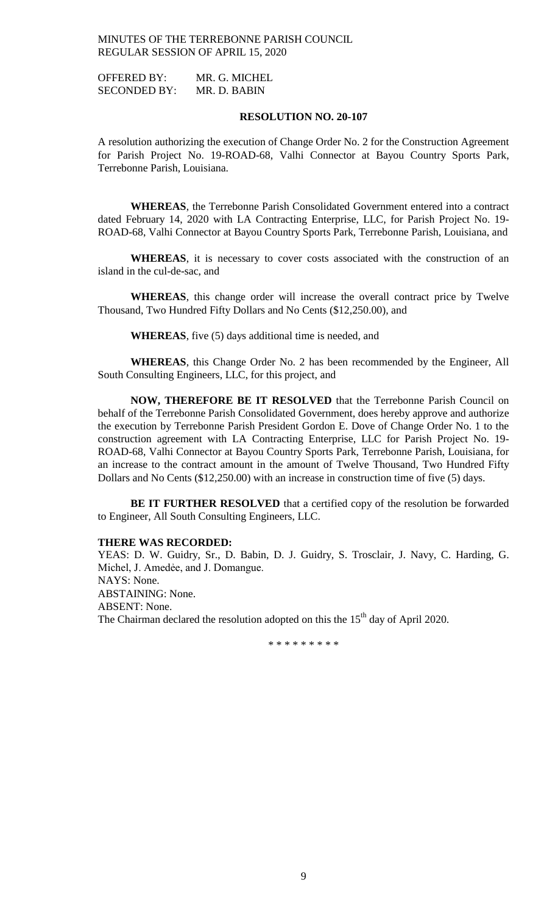OFFERED BY: MR. G. MICHEL
SECONDED BY: MR. D. BABIN

**RESOLUTION NO. 20-107**

A resolution authorizing the execution of Change Order No. 2 for the Construction Agreement for Parish Project No. 19-ROAD-68, Valhi Connector at Bayou Country Sports Park, Terrebonne Parish, Louisiana.

**WHEREAS**, the Terrebonne Parish Consolidated Government entered into a contract dated February 14, 2020 with LA Contracting Enterprise, LLC, for Parish Project No. 19-ROAD-68, Valhi Connector at Bayou Country Sports Park, Terrebonne Parish, Louisiana, and

**WHEREAS**, it is necessary to cover costs associated with the construction of an island in the cul-de-sac, and

**WHEREAS**, this change order will increase the overall contract price by Twelve Thousand, Two Hundred Fifty Dollars and No Cents ($12,250.00), and

**WHEREAS**, five (5) days additional time is needed, and

**WHEREAS**, this Change Order No. 2 has been recommended by the Engineer, All South Consulting Engineers, LLC, for this project, and

**NOW, THEREFORE BE IT RESOLVED** that the Terrebonne Parish Council on behalf of the Terrebonne Parish Consolidated Government, does hereby approve and authorize the execution by Terrebonne Parish President Gordon E. Dove of Change Order No. 1 to the construction agreement with LA Contracting Enterprise, LLC for Parish Project No. 19-ROAD-68, Valhi Connector at Bayou Country Sports Park, Terrebonne Parish, Louisiana, for an increase to the contract amount in the amount of Twelve Thousand, Two Hundred Fifty Dollars and No Cents ($12,250.00) with an increase in construction time of five (5) days.

**BE IT FURTHER RESOLVED** that a certified copy of the resolution be forwarded to Engineer, All South Consulting Engineers, LLC.

**THERE WAS RECORDED:**
YEAS: D. W. Guidry, Sr., D. Babin, D. J. Guidry, S. Trosclair, J. Navy, C. Harding, G. Michel, J. Amedée, and J. Domangue.
NAYS: None.
ABSTAINING: None.
ABSENT: None.
The Chairman declared the resolution adopted on this the 15th day of April 2020.

\* \* \* \* \* \* \* \* \*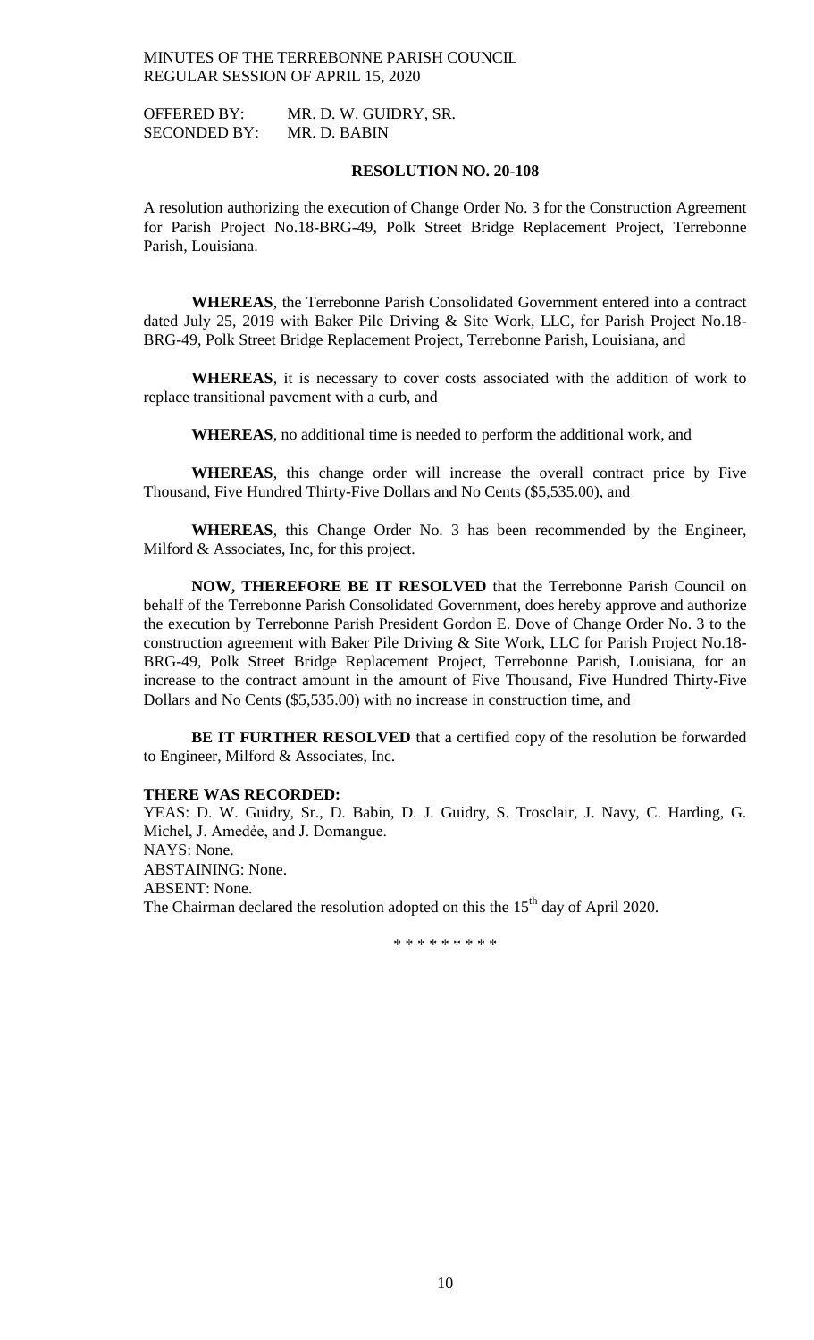OFFERED BY: MR. D. W. GUIDRY, SR.
SECONDED BY: MR. D. BABIN

**RESOLUTION NO. 20-108**

A resolution authorizing the execution of Change Order No. 3 for the Construction Agreement for Parish Project No.18-BRG-49, Polk Street Bridge Replacement Project, Terrebonne Parish, Louisiana.

**WHEREAS**, the Terrebonne Parish Consolidated Government entered into a contract dated July 25, 2019 with Baker Pile Driving & Site Work, LLC, for Parish Project No.18-BRG-49, Polk Street Bridge Replacement Project, Terrebonne Parish, Louisiana, and

**WHEREAS**, it is necessary to cover costs associated with the addition of work to replace transitional pavement with a curb, and

**WHEREAS**, no additional time is needed to perform the additional work, and

**WHEREAS**, this change order will increase the overall contract price by Five Thousand, Five Hundred Thirty-Five Dollars and No Cents ($5,535.00), and

**WHEREAS**, this Change Order No. 3 has been recommended by the Engineer, Milford & Associates, Inc, for this project.

**NOW, THEREFORE BE IT RESOLVED** that the Terrebonne Parish Council on behalf of the Terrebonne Parish Consolidated Government, does hereby approve and authorize the execution by Terrebonne Parish President Gordon E. Dove of Change Order No. 3 to the construction agreement with Baker Pile Driving & Site Work, LLC for Parish Project No.18-BRG-49, Polk Street Bridge Replacement Project, Terrebonne Parish, Louisiana, for an increase to the contract amount in the amount of Five Thousand, Five Hundred Thirty-Five Dollars and No Cents ($5,535.00) with no increase in construction time, and

**BE IT FURTHER RESOLVED** that a certified copy of the resolution be forwarded to Engineer, Milford & Associates, Inc.

**THERE WAS RECORDED:**
YEAS: D. W. Guidry, Sr., D. Babin, D. J. Guidry, S. Trosclair, J. Navy, C. Harding, G. Michel, J. Amedėe, and J. Domangue.
NAYS: None.
ABSTAINING: None.
ABSENT: None.
The Chairman declared the resolution adopted on this the 15th day of April 2020.

\* \* \* \* \* \* \* \* \*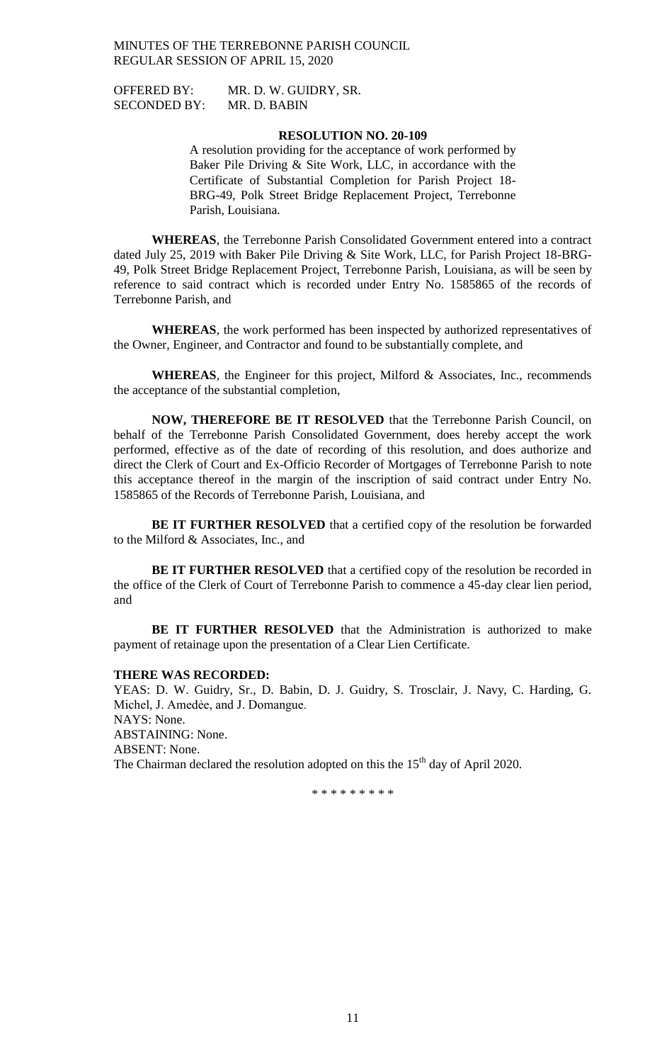OFFERED BY: MR. D. W. GUIDRY, SR.
SECONDED BY: MR. D. BABIN

**RESOLUTION NO. 20-109**

A resolution providing for the acceptance of work performed by Baker Pile Driving & Site Work, LLC, in accordance with the Certificate of Substantial Completion for Parish Project 18-BRG-49, Polk Street Bridge Replacement Project, Terrebonne Parish, Louisiana.

**WHEREAS**, the Terrebonne Parish Consolidated Government entered into a contract dated July 25, 2019 with Baker Pile Driving & Site Work, LLC, for Parish Project 18-BRG-49, Polk Street Bridge Replacement Project, Terrebonne Parish, Louisiana, as will be seen by reference to said contract which is recorded under Entry No. 1585865 of the records of Terrebonne Parish, and

**WHEREAS**, the work performed has been inspected by authorized representatives of the Owner, Engineer, and Contractor and found to be substantially complete, and

**WHEREAS**, the Engineer for this project, Milford & Associates, Inc., recommends the acceptance of the substantial completion,

**NOW, THEREFORE BE IT RESOLVED** that the Terrebonne Parish Council, on behalf of the Terrebonne Parish Consolidated Government, does hereby accept the work performed, effective as of the date of recording of this resolution, and does authorize and direct the Clerk of Court and Ex-Officio Recorder of Mortgages of Terrebonne Parish to note this acceptance thereof in the margin of the inscription of said contract under Entry No. 1585865 of the Records of Terrebonne Parish, Louisiana, and

**BE IT FURTHER RESOLVED** that a certified copy of the resolution be forwarded to the Milford & Associates, Inc., and

**BE IT FURTHER RESOLVED** that a certified copy of the resolution be recorded in the office of the Clerk of Court of Terrebonne Parish to commence a 45-day clear lien period, and

**BE IT FURTHER RESOLVED** that the Administration is authorized to make payment of retainage upon the presentation of a Clear Lien Certificate.

**THERE WAS RECORDED:**
YEAS: D. W. Guidry, Sr., D. Babin, D. J. Guidry, S. Trosclair, J. Navy, C. Harding, G. Michel, J. Amedée, and J. Domangue.
NAYS: None.
ABSTAINING: None.
ABSENT: None.
The Chairman declared the resolution adopted on this the 15th day of April 2020.

\* \* \* \* \* \* \* \* \*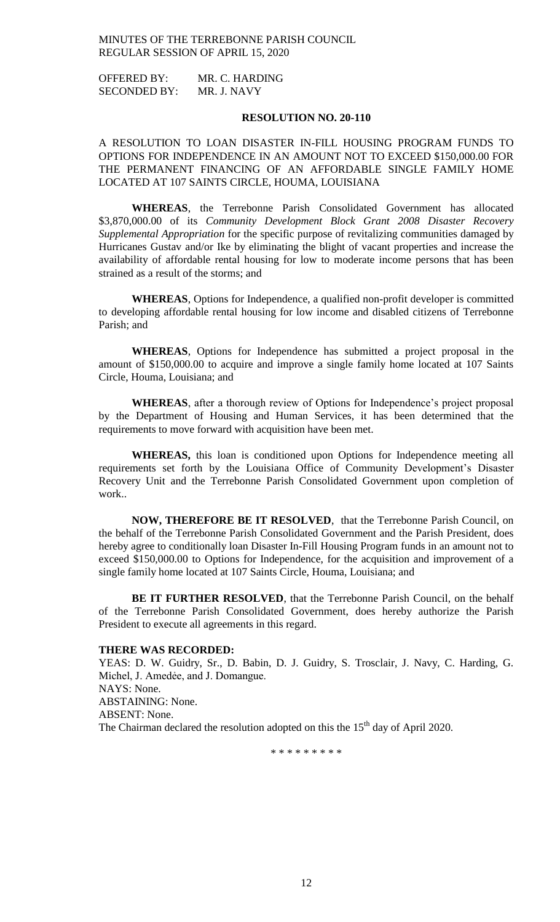MINUTES OF THE TERREBONNE PARISH COUNCIL
REGULAR SESSION OF APRIL 15, 2020

OFFERED BY: MR. C. HARDING
SECONDED BY: MR. J. NAVY

**RESOLUTION NO. 20-110**

A RESOLUTION TO LOAN DISASTER IN-FILL HOUSING PROGRAM FUNDS TO OPTIONS FOR INDEPENDENCE IN AN AMOUNT NOT TO EXCEED $150,000.00 FOR THE PERMANENT FINANCING OF AN AFFORDABLE SINGLE FAMILY HOME LOCATED AT 107 SAINTS CIRCLE, HOUMA, LOUISIANA

**WHEREAS**, the Terrebonne Parish Consolidated Government has allocated $3,870,000.00 of its *Community Development Block Grant 2008 Disaster Recovery Supplemental Appropriation* for the specific purpose of revitalizing communities damaged by Hurricanes Gustav and/or Ike by eliminating the blight of vacant properties and increase the availability of affordable rental housing for low to moderate income persons that has been strained as a result of the storms; and

**WHEREAS**, Options for Independence, a qualified non-profit developer is committed to developing affordable rental housing for low income and disabled citizens of Terrebonne Parish; and

**WHEREAS**, Options for Independence has submitted a project proposal in the amount of $150,000.00 to acquire and improve a single family home located at 107 Saints Circle, Houma, Louisiana; and

**WHEREAS**, after a thorough review of Options for Independence's project proposal by the Department of Housing and Human Services, it has been determined that the requirements to move forward with acquisition have been met.

**WHEREAS,** this loan is conditioned upon Options for Independence meeting all requirements set forth by the Louisiana Office of Community Development's Disaster Recovery Unit and the Terrebonne Parish Consolidated Government upon completion of work..

**NOW, THEREFORE BE IT RESOLVED**, that the Terrebonne Parish Council, on the behalf of the Terrebonne Parish Consolidated Government and the Parish President, does hereby agree to conditionally loan Disaster In-Fill Housing Program funds in an amount not to exceed $150,000.00 to Options for Independence, for the acquisition and improvement of a single family home located at 107 Saints Circle, Houma, Louisiana; and

**BE IT FURTHER RESOLVED**, that the Terrebonne Parish Council, on the behalf of the Terrebonne Parish Consolidated Government, does hereby authorize the Parish President to execute all agreements in this regard.

**THERE WAS RECORDED:**
YEAS: D. W. Guidry, Sr., D. Babin, D. J. Guidry, S. Trosclair, J. Navy, C. Harding, G. Michel, J. Amedée, and J. Domangue.
NAYS: None.
ABSTAINING: None.
ABSENT: None.
The Chairman declared the resolution adopted on this the 15th day of April 2020.

\* \* \* \* \* \* \* \* \*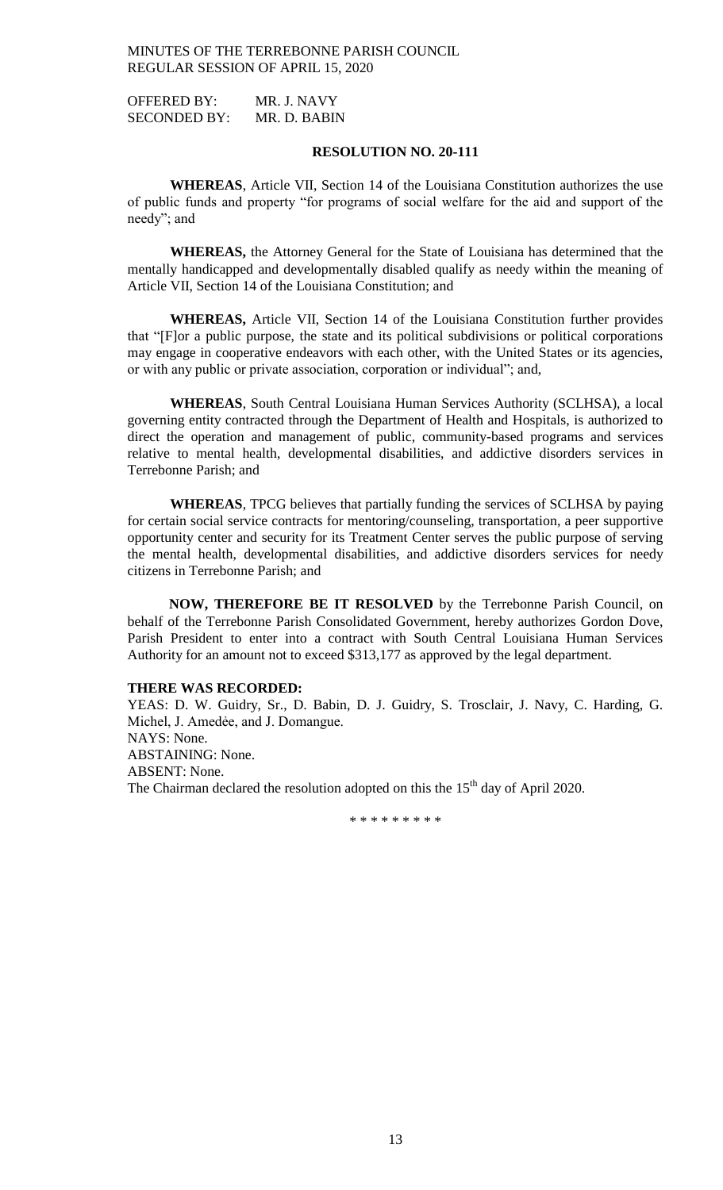OFFERED BY: MR. J. NAVY
SECONDED BY: MR. D. BABIN

**RESOLUTION NO. 20-111**

**WHEREAS**, Article VII, Section 14 of the Louisiana Constitution authorizes the use of public funds and property "for programs of social welfare for the aid and support of the needy"; and

**WHEREAS,** the Attorney General for the State of Louisiana has determined that the mentally handicapped and developmentally disabled qualify as needy within the meaning of Article VII, Section 14 of the Louisiana Constitution; and

**WHEREAS,** Article VII, Section 14 of the Louisiana Constitution further provides that "[F]or a public purpose, the state and its political subdivisions or political corporations may engage in cooperative endeavors with each other, with the United States or its agencies, or with any public or private association, corporation or individual"; and,

**WHEREAS**, South Central Louisiana Human Services Authority (SCLHSA), a local governing entity contracted through the Department of Health and Hospitals, is authorized to direct the operation and management of public, community-based programs and services relative to mental health, developmental disabilities, and addictive disorders services in Terrebonne Parish; and

**WHEREAS**, TPCG believes that partially funding the services of SCLHSA by paying for certain social service contracts for mentoring/counseling, transportation, a peer supportive opportunity center and security for its Treatment Center serves the public purpose of serving the mental health, developmental disabilities, and addictive disorders services for needy citizens in Terrebonne Parish; and

**NOW, THEREFORE BE IT RESOLVED** by the Terrebonne Parish Council, on behalf of the Terrebonne Parish Consolidated Government, hereby authorizes Gordon Dove, Parish President to enter into a contract with South Central Louisiana Human Services Authority for an amount not to exceed $313,177 as approved by the legal department.

**THERE WAS RECORDED:**
YEAS: D. W. Guidry, Sr., D. Babin, D. J. Guidry, S. Trosclair, J. Navy, C. Harding, G. Michel, J. Amedẻe, and J. Domangue.
NAYS: None.
ABSTAINING: None.
ABSENT: None.
The Chairman declared the resolution adopted on this the 15th day of April 2020.

\* \* \* \* \* \* \* \* \*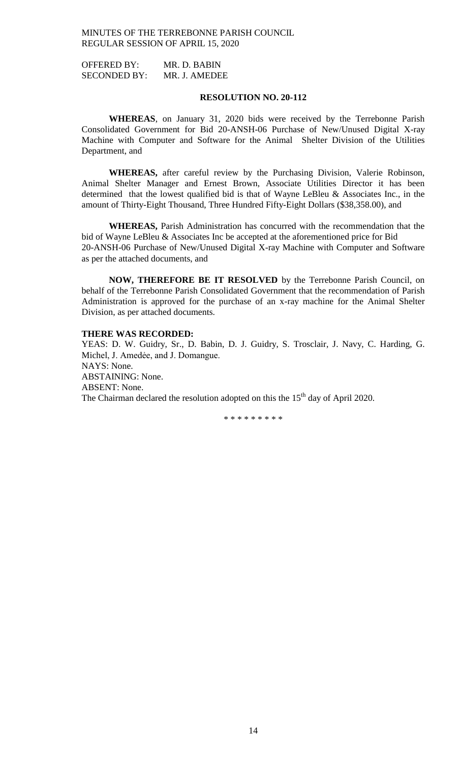OFFERED BY: MR. D. BABIN
SECONDED BY: MR. J. AMEDEE

**RESOLUTION NO. 20-112**

**WHEREAS**, on January 31, 2020 bids were received by the Terrebonne Parish Consolidated Government for Bid 20-ANSH-06 Purchase of New/Unused Digital X-ray Machine with Computer and Software for the Animal Shelter Division of the Utilities Department, and

**WHEREAS,** after careful review by the Purchasing Division, Valerie Robinson, Animal Shelter Manager and Ernest Brown, Associate Utilities Director it has been determined that the lowest qualified bid is that of Wayne LeBleu & Associates Inc., in the amount of Thirty-Eight Thousand, Three Hundred Fifty-Eight Dollars ($38,358.00), and

**WHEREAS,** Parish Administration has concurred with the recommendation that the bid of Wayne LeBleu & Associates Inc be accepted at the aforementioned price for Bid 20-ANSH-06 Purchase of New/Unused Digital X-ray Machine with Computer and Software as per the attached documents, and

**NOW, THEREFORE BE IT RESOLVED** by the Terrebonne Parish Council, on behalf of the Terrebonne Parish Consolidated Government that the recommendation of Parish Administration is approved for the purchase of an x-ray machine for the Animal Shelter Division, as per attached documents.

**THERE WAS RECORDED:**
YEAS: D. W. Guidry, Sr., D. Babin, D. J. Guidry, S. Trosclair, J. Navy, C. Harding, G. Michel, J. Amedėe, and J. Domangue.
NAYS: None.
ABSTAINING: None.
ABSENT: None.
The Chairman declared the resolution adopted on this the 15th day of April 2020.

\* \* \* \* \* \* \* \* \*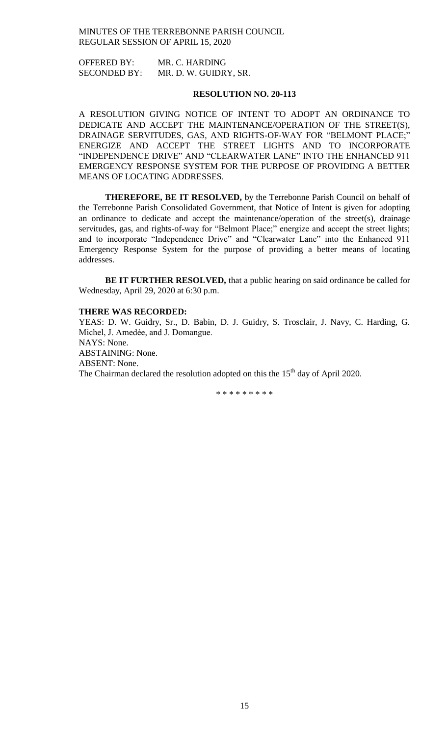OFFERED BY: MR. C. HARDING
SECONDED BY: MR. D. W. GUIDRY, SR.

**RESOLUTION NO. 20-113**

A RESOLUTION GIVING NOTICE OF INTENT TO ADOPT AN ORDINANCE TO DEDICATE AND ACCEPT THE MAINTENANCE/OPERATION OF THE STREET(S), DRAINAGE SERVITUDES, GAS, AND RIGHTS-OF-WAY FOR "BELMONT PLACE;" ENERGIZE AND ACCEPT THE STREET LIGHTS AND TO INCORPORATE "INDEPENDENCE DRIVE" AND "CLEARWATER LANE" INTO THE ENHANCED 911 EMERGENCY RESPONSE SYSTEM FOR THE PURPOSE OF PROVIDING A BETTER MEANS OF LOCATING ADDRESSES.

**THEREFORE, BE IT RESOLVED,** by the Terrebonne Parish Council on behalf of the Terrebonne Parish Consolidated Government, that Notice of Intent is given for adopting an ordinance to dedicate and accept the maintenance/operation of the street(s), drainage servitudes, gas, and rights-of-way for "Belmont Place;" energize and accept the street lights; and to incorporate "Independence Drive" and "Clearwater Lane" into the Enhanced 911 Emergency Response System for the purpose of providing a better means of locating addresses.

**BE IT FURTHER RESOLVED,** that a public hearing on said ordinance be called for Wednesday, April 29, 2020 at 6:30 p.m.

**THERE WAS RECORDED:**
YEAS: D. W. Guidry, Sr., D. Babin, D. J. Guidry, S. Trosclair, J. Navy, C. Harding, G. Michel, J. Amedėe, and J. Domangue.
NAYS: None.
ABSTAINING: None.
ABSENT: None.
The Chairman declared the resolution adopted on this the 15th day of April 2020.

\* \* \* \* \* \* \* \* \*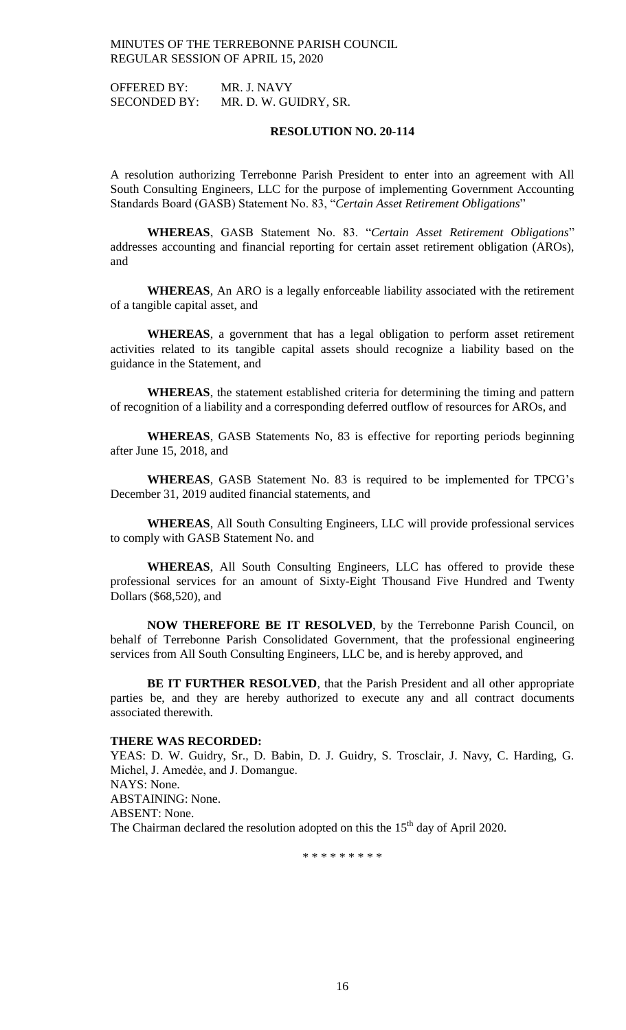OFFERED BY: MR. J. NAVY
SECONDED BY: MR. D. W. GUIDRY, SR.

**RESOLUTION NO. 20-114**

A resolution authorizing Terrebonne Parish President to enter into an agreement with All South Consulting Engineers, LLC for the purpose of implementing Government Accounting Standards Board (GASB) Statement No. 83, "*Certain Asset Retirement Obligations*"

**WHEREAS**, GASB Statement No. 83. "*Certain Asset Retirement Obligations*" addresses accounting and financial reporting for certain asset retirement obligation (AROs), and

**WHEREAS**, An ARO is a legally enforceable liability associated with the retirement of a tangible capital asset, and

**WHEREAS**, a government that has a legal obligation to perform asset retirement activities related to its tangible capital assets should recognize a liability based on the guidance in the Statement, and

**WHEREAS**, the statement established criteria for determining the timing and pattern of recognition of a liability and a corresponding deferred outflow of resources for AROs, and

**WHEREAS**, GASB Statements No, 83 is effective for reporting periods beginning after June 15, 2018, and

**WHEREAS**, GASB Statement No. 83 is required to be implemented for TPCG's December 31, 2019 audited financial statements, and

**WHEREAS**, All South Consulting Engineers, LLC will provide professional services to comply with GASB Statement No. and

**WHEREAS**, All South Consulting Engineers, LLC has offered to provide these professional services for an amount of Sixty-Eight Thousand Five Hundred and Twenty Dollars ($68,520), and

**NOW THEREFORE BE IT RESOLVED**, by the Terrebonne Parish Council, on behalf of Terrebonne Parish Consolidated Government, that the professional engineering services from All South Consulting Engineers, LLC be, and is hereby approved, and

**BE IT FURTHER RESOLVED**, that the Parish President and all other appropriate parties be, and they are hereby authorized to execute any and all contract documents associated therewith.

**THERE WAS RECORDED:**
YEAS: D. W. Guidry, Sr., D. Babin, D. J. Guidry, S. Trosclair, J. Navy, C. Harding, G. Michel, J. Amedėe, and J. Domangue.
NAYS: None.
ABSTAINING: None.
ABSENT: None.
The Chairman declared the resolution adopted on this the 15th day of April 2020.

\* \* \* \* \* \* \* \* \*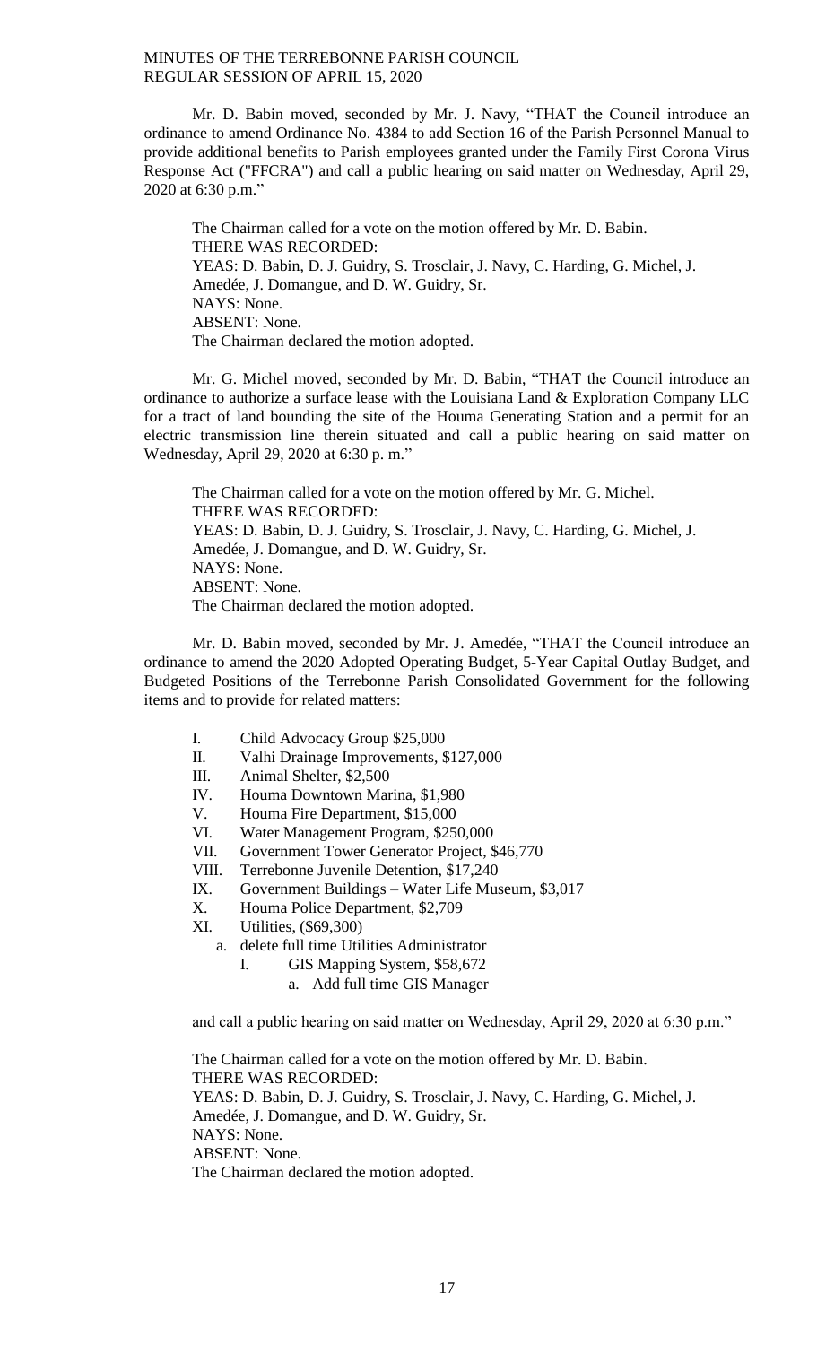Mr. D. Babin moved, seconded by Mr. J. Navy, "THAT the Council introduce an ordinance to amend Ordinance No. 4384 to add Section 16 of the Parish Personnel Manual to provide additional benefits to Parish employees granted under the Family First Corona Virus Response Act ("FFCRA") and call a public hearing on said matter on Wednesday, April 29, 2020 at 6:30 p.m."

The Chairman called for a vote on the motion offered by Mr. D. Babin.
THERE WAS RECORDED:
YEAS: D. Babin, D. J. Guidry, S. Trosclair, J. Navy, C. Harding, G. Michel, J. Amedée, J. Domangue, and D. W. Guidry, Sr.
NAYS: None.
ABSENT: None.
The Chairman declared the motion adopted.

Mr. G. Michel moved, seconded by Mr. D. Babin, "THAT the Council introduce an ordinance to authorize a surface lease with the Louisiana Land & Exploration Company LLC for a tract of land bounding the site of the Houma Generating Station and a permit for an electric transmission line therein situated and call a public hearing on said matter on Wednesday, April 29, 2020 at 6:30 p. m."

The Chairman called for a vote on the motion offered by Mr. G. Michel.
THERE WAS RECORDED:
YEAS: D. Babin, D. J. Guidry, S. Trosclair, J. Navy, C. Harding, G. Michel, J. Amedée, J. Domangue, and D. W. Guidry, Sr.
NAYS: None.
ABSENT: None.
The Chairman declared the motion adopted.

Mr. D. Babin moved, seconded by Mr. J. Amedée, "THAT the Council introduce an ordinance to amend the 2020 Adopted Operating Budget, 5-Year Capital Outlay Budget, and Budgeted Positions of the Terrebonne Parish Consolidated Government for the following items and to provide for related matters:

- I. Child Advocacy Group $25,000
- II. Valhi Drainage Improvements, $127,000
- III. Animal Shelter, $2,500
- IV. Houma Downtown Marina, $1,980
- V. Houma Fire Department, $15,000
- VI. Water Management Program, $250,000
- VII. Government Tower Generator Project, $46,770
- VIII. Terrebonne Juvenile Detention, $17,240
- IX. Government Buildings – Water Life Museum, $3,017
- X. Houma Police Department, $2,709
- XI. Utilities, ($69,300)
  - a. delete full time Utilities Administrator
    - I. GIS Mapping System, $58,672
      - a. Add full time GIS Manager

and call a public hearing on said matter on Wednesday, April 29, 2020 at 6:30 p.m."

The Chairman called for a vote on the motion offered by Mr. D. Babin.
THERE WAS RECORDED:
YEAS: D. Babin, D. J. Guidry, S. Trosclair, J. Navy, C. Harding, G. Michel, J. Amedée, J. Domangue, and D. W. Guidry, Sr.
NAYS: None.
ABSENT: None.
The Chairman declared the motion adopted.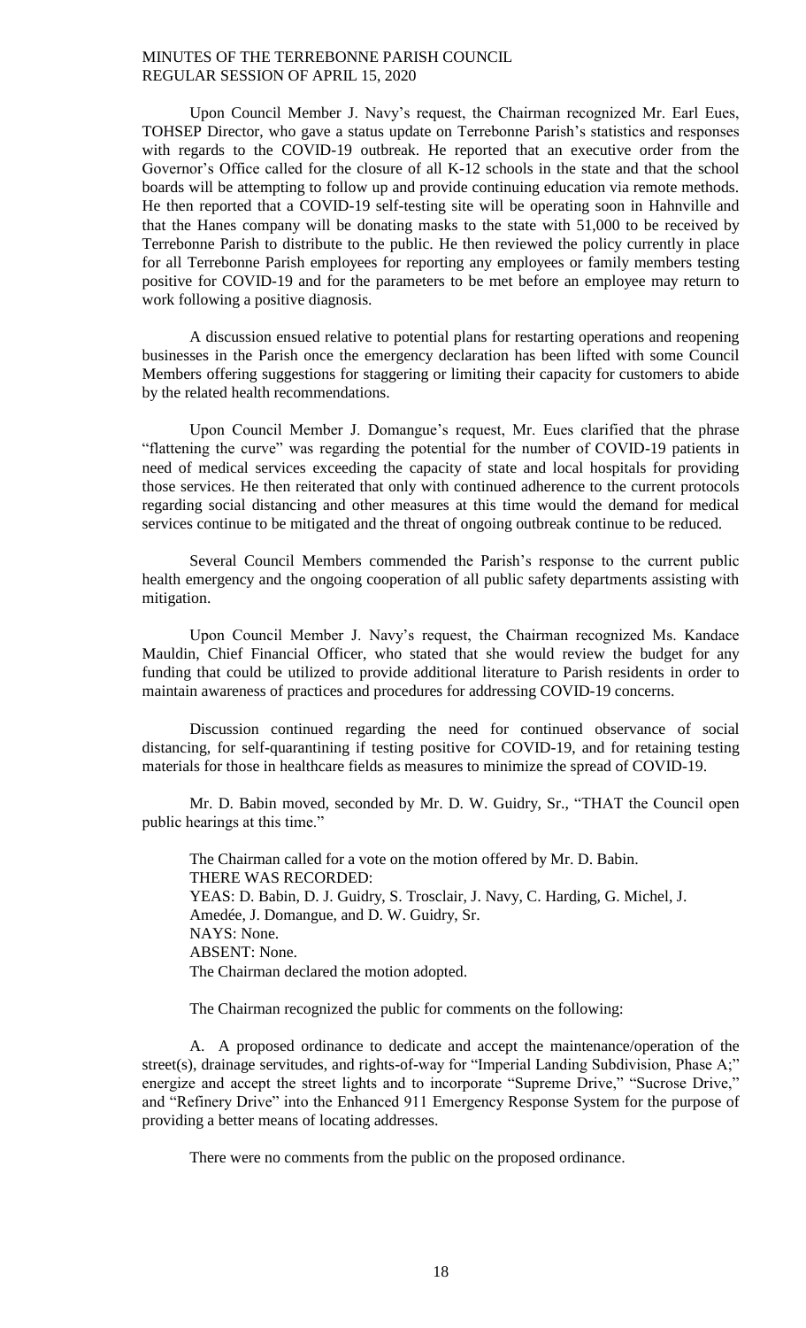Upon Council Member J. Navy's request, the Chairman recognized Mr. Earl Eues, TOHSEP Director, who gave a status update on Terrebonne Parish's statistics and responses with regards to the COVID-19 outbreak. He reported that an executive order from the Governor's Office called for the closure of all K-12 schools in the state and that the school boards will be attempting to follow up and provide continuing education via remote methods. He then reported that a COVID-19 self-testing site will be operating soon in Hahnville and that the Hanes company will be donating masks to the state with 51,000 to be received by Terrebonne Parish to distribute to the public. He then reviewed the policy currently in place for all Terrebonne Parish employees for reporting any employees or family members testing positive for COVID-19 and for the parameters to be met before an employee may return to work following a positive diagnosis.

A discussion ensued relative to potential plans for restarting operations and reopening businesses in the Parish once the emergency declaration has been lifted with some Council Members offering suggestions for staggering or limiting their capacity for customers to abide by the related health recommendations.

Upon Council Member J. Domangue's request, Mr. Eues clarified that the phrase "flattening the curve" was regarding the potential for the number of COVID-19 patients in need of medical services exceeding the capacity of state and local hospitals for providing those services. He then reiterated that only with continued adherence to the current protocols regarding social distancing and other measures at this time would the demand for medical services continue to be mitigated and the threat of ongoing outbreak continue to be reduced.

Several Council Members commended the Parish's response to the current public health emergency and the ongoing cooperation of all public safety departments assisting with mitigation.

Upon Council Member J. Navy's request, the Chairman recognized Ms. Kandace Mauldin, Chief Financial Officer, who stated that she would review the budget for any funding that could be utilized to provide additional literature to Parish residents in order to maintain awareness of practices and procedures for addressing COVID-19 concerns.

Discussion continued regarding the need for continued observance of social distancing, for self-quarantining if testing positive for COVID-19, and for retaining testing materials for those in healthcare fields as measures to minimize the spread of COVID-19.

Mr. D. Babin moved, seconded by Mr. D. W. Guidry, Sr., "THAT the Council open public hearings at this time."

The Chairman called for a vote on the motion offered by Mr. D. Babin.
THERE WAS RECORDED:
YEAS: D. Babin, D. J. Guidry, S. Trosclair, J. Navy, C. Harding, G. Michel, J. Amedée, J. Domangue, and D. W. Guidry, Sr.
NAYS: None.
ABSENT: None.
The Chairman declared the motion adopted.

The Chairman recognized the public for comments on the following:

A. A proposed ordinance to dedicate and accept the maintenance/operation of the street(s), drainage servitudes, and rights-of-way for "Imperial Landing Subdivision, Phase A;" energize and accept the street lights and to incorporate "Supreme Drive," "Sucrose Drive," and "Refinery Drive" into the Enhanced 911 Emergency Response System for the purpose of providing a better means of locating addresses.

There were no comments from the public on the proposed ordinance.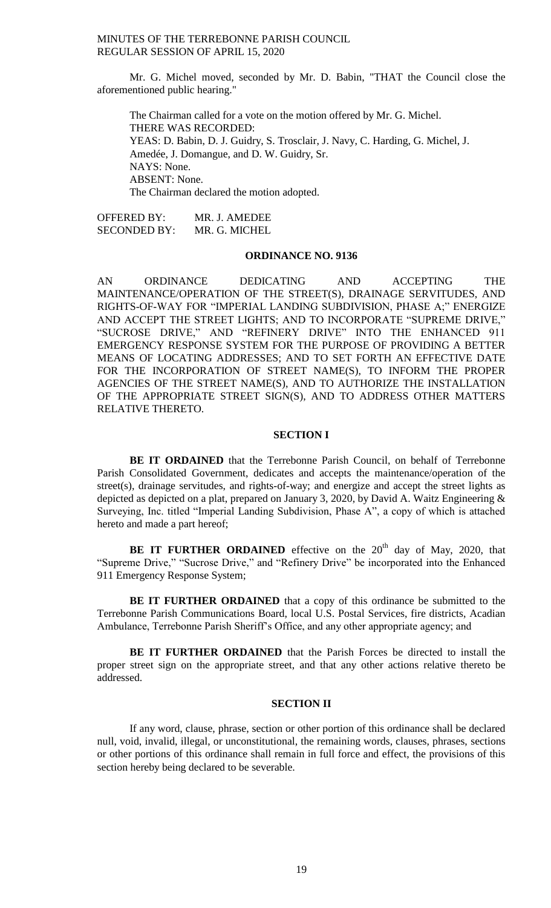Mr. G. Michel moved, seconded by Mr. D. Babin, "THAT the Council close the aforementioned public hearing."

The Chairman called for a vote on the motion offered by Mr. G. Michel.
THERE WAS RECORDED:
YEAS: D. Babin, D. J. Guidry, S. Trosclair, J. Navy, C. Harding, G. Michel, J. Amedée, J. Domangue, and D. W. Guidry, Sr.
NAYS: None.
ABSENT: None.
The Chairman declared the motion adopted.

OFFERED BY: MR. J. AMEDEE
SECONDED BY: MR. G. MICHEL

## ORDINANCE NO. 9136

AN ORDINANCE DEDICATING AND ACCEPTING THE MAINTENANCE/OPERATION OF THE STREET(S), DRAINAGE SERVITUDES, AND RIGHTS-OF-WAY FOR "IMPERIAL LANDING SUBDIVISION, PHASE A;" ENERGIZE AND ACCEPT THE STREET LIGHTS; AND TO INCORPORATE "SUPREME DRIVE," "SUCROSE DRIVE," AND "REFINERY DRIVE" INTO THE ENHANCED 911 EMERGENCY RESPONSE SYSTEM FOR THE PURPOSE OF PROVIDING A BETTER MEANS OF LOCATING ADDRESSES; AND TO SET FORTH AN EFFECTIVE DATE FOR THE INCORPORATION OF STREET NAME(S), TO INFORM THE PROPER AGENCIES OF THE STREET NAME(S), AND TO AUTHORIZE THE INSTALLATION OF THE APPROPRIATE STREET SIGN(S), AND TO ADDRESS OTHER MATTERS RELATIVE THERETO.

### SECTION I

**BE IT ORDAINED** that the Terrebonne Parish Council, on behalf of Terrebonne Parish Consolidated Government, dedicates and accepts the maintenance/operation of the street(s), drainage servitudes, and rights-of-way; and energize and accept the street lights as depicted as depicted on a plat, prepared on January 3, 2020, by David A. Waitz Engineering & Surveying, Inc. titled "Imperial Landing Subdivision, Phase A", a copy of which is attached hereto and made a part hereof;

**BE IT FURTHER ORDAINED** effective on the 20th day of May, 2020, that "Supreme Drive," "Sucrose Drive," and "Refinery Drive" be incorporated into the Enhanced 911 Emergency Response System;

**BE IT FURTHER ORDAINED** that a copy of this ordinance be submitted to the Terrebonne Parish Communications Board, local U.S. Postal Services, fire districts, Acadian Ambulance, Terrebonne Parish Sheriff's Office, and any other appropriate agency; and

**BE IT FURTHER ORDAINED** that the Parish Forces be directed to install the proper street sign on the appropriate street, and that any other actions relative thereto be addressed.

### SECTION II

If any word, clause, phrase, section or other portion of this ordinance shall be declared null, void, invalid, illegal, or unconstitutional, the remaining words, clauses, phrases, sections or other portions of this ordinance shall remain in full force and effect, the provisions of this section hereby being declared to be severable.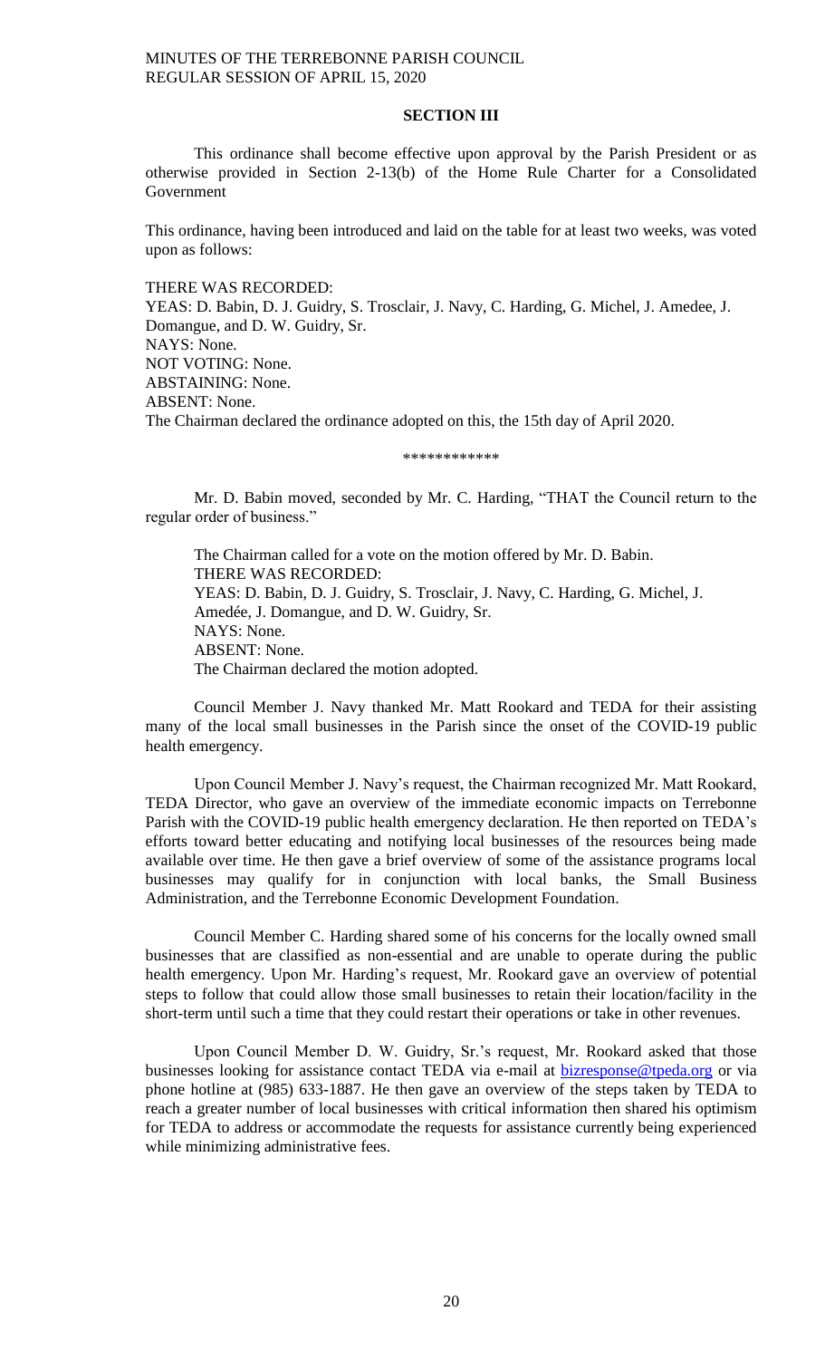## SECTION III

This ordinance shall become effective upon approval by the Parish President or as otherwise provided in Section 2-13(b) of the Home Rule Charter for a Consolidated Government

This ordinance, having been introduced and laid on the table for at least two weeks, was voted upon as follows:

THERE WAS RECORDED:
YEAS: D. Babin, D. J. Guidry, S. Trosclair, J. Navy, C. Harding, G. Michel, J. Amedee, J. Domangue, and D. W. Guidry, Sr.
NAYS: None.
NOT VOTING: None.
ABSTAINING: None.
ABSENT: None.
The Chairman declared the ordinance adopted on this, the 15th day of April 2020.

\*\*\*\*\*\*\*\*\*\*\*\*

Mr. D. Babin moved, seconded by Mr. C. Harding, "THAT the Council return to the regular order of business."

The Chairman called for a vote on the motion offered by Mr. D. Babin.
THERE WAS RECORDED:
YEAS: D. Babin, D. J. Guidry, S. Trosclair, J. Navy, C. Harding, G. Michel, J. Amedée, J. Domangue, and D. W. Guidry, Sr.
NAYS: None.
ABSENT: None.
The Chairman declared the motion adopted.

Council Member J. Navy thanked Mr. Matt Rookard and TEDA for their assisting many of the local small businesses in the Parish since the onset of the COVID-19 public health emergency.

Upon Council Member J. Navy's request, the Chairman recognized Mr. Matt Rookard, TEDA Director, who gave an overview of the immediate economic impacts on Terrebonne Parish with the COVID-19 public health emergency declaration. He then reported on TEDA's efforts toward better educating and notifying local businesses of the resources being made available over time. He then gave a brief overview of some of the assistance programs local businesses may qualify for in conjunction with local banks, the Small Business Administration, and the Terrebonne Economic Development Foundation.

Council Member C. Harding shared some of his concerns for the locally owned small businesses that are classified as non-essential and are unable to operate during the public health emergency. Upon Mr. Harding's request, Mr. Rookard gave an overview of potential steps to follow that could allow those small businesses to retain their location/facility in the short-term until such a time that they could restart their operations or take in other revenues.

Upon Council Member D. W. Guidry, Sr.'s request, Mr. Rookard asked that those businesses looking for assistance contact TEDA via e-mail at bizresponse@tpeda.org or via phone hotline at (985) 633-1887. He then gave an overview of the steps taken by TEDA to reach a greater number of local businesses with critical information then shared his optimism for TEDA to address or accommodate the requests for assistance currently being experienced while minimizing administrative fees.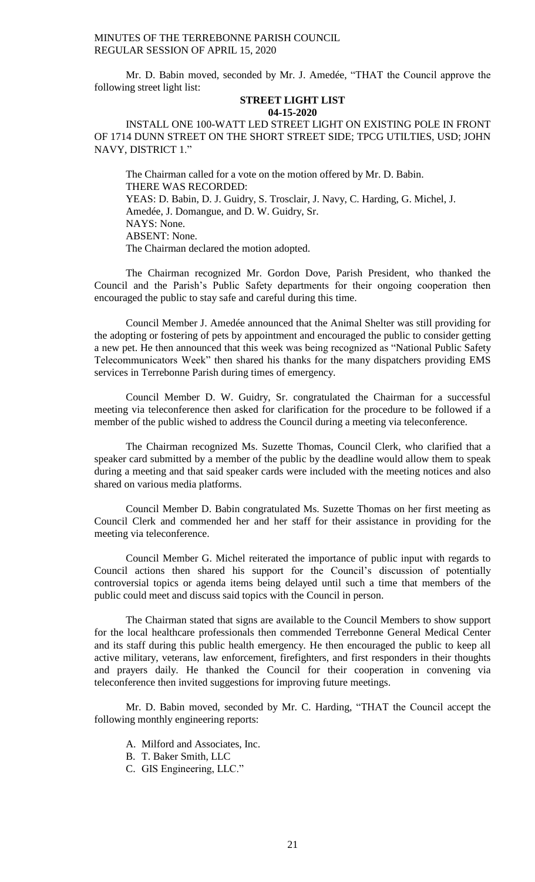Mr. D. Babin moved, seconded by Mr. J. Amedée, "THAT the Council approve the following street light list:

**STREET LIGHT LIST**
**04-15-2020**

INSTALL ONE 100-WATT LED STREET LIGHT ON EXISTING POLE IN FRONT OF 1714 DUNN STREET ON THE SHORT STREET SIDE; TPCG UTILTIES, USD; JOHN NAVY, DISTRICT 1."

The Chairman called for a vote on the motion offered by Mr. D. Babin.
THERE WAS RECORDED:
YEAS: D. Babin, D. J. Guidry, S. Trosclair, J. Navy, C. Harding, G. Michel, J. Amedée, J. Domangue, and D. W. Guidry, Sr.
NAYS: None.
ABSENT: None.
The Chairman declared the motion adopted.

The Chairman recognized Mr. Gordon Dove, Parish President, who thanked the Council and the Parish's Public Safety departments for their ongoing cooperation then encouraged the public to stay safe and careful during this time.

Council Member J. Amedée announced that the Animal Shelter was still providing for the adopting or fostering of pets by appointment and encouraged the public to consider getting a new pet. He then announced that this week was being recognized as "National Public Safety Telecommunicators Week" then shared his thanks for the many dispatchers providing EMS services in Terrebonne Parish during times of emergency.

Council Member D. W. Guidry, Sr. congratulated the Chairman for a successful meeting via teleconference then asked for clarification for the procedure to be followed if a member of the public wished to address the Council during a meeting via teleconference.

The Chairman recognized Ms. Suzette Thomas, Council Clerk, who clarified that a speaker card submitted by a member of the public by the deadline would allow them to speak during a meeting and that said speaker cards were included with the meeting notices and also shared on various media platforms.

Council Member D. Babin congratulated Ms. Suzette Thomas on her first meeting as Council Clerk and commended her and her staff for their assistance in providing for the meeting via teleconference.

Council Member G. Michel reiterated the importance of public input with regards to Council actions then shared his support for the Council's discussion of potentially controversial topics or agenda items being delayed until such a time that members of the public could meet and discuss said topics with the Council in person.

The Chairman stated that signs are available to the Council Members to show support for the local healthcare professionals then commended Terrebonne General Medical Center and its staff during this public health emergency. He then encouraged the public to keep all active military, veterans, law enforcement, firefighters, and first responders in their thoughts and prayers daily. He thanked the Council for their cooperation in convening via teleconference then invited suggestions for improving future meetings.

Mr. D. Babin moved, seconded by Mr. C. Harding, "THAT the Council accept the following monthly engineering reports:

A. Milford and Associates, Inc.
B. T. Baker Smith, LLC
C. GIS Engineering, LLC."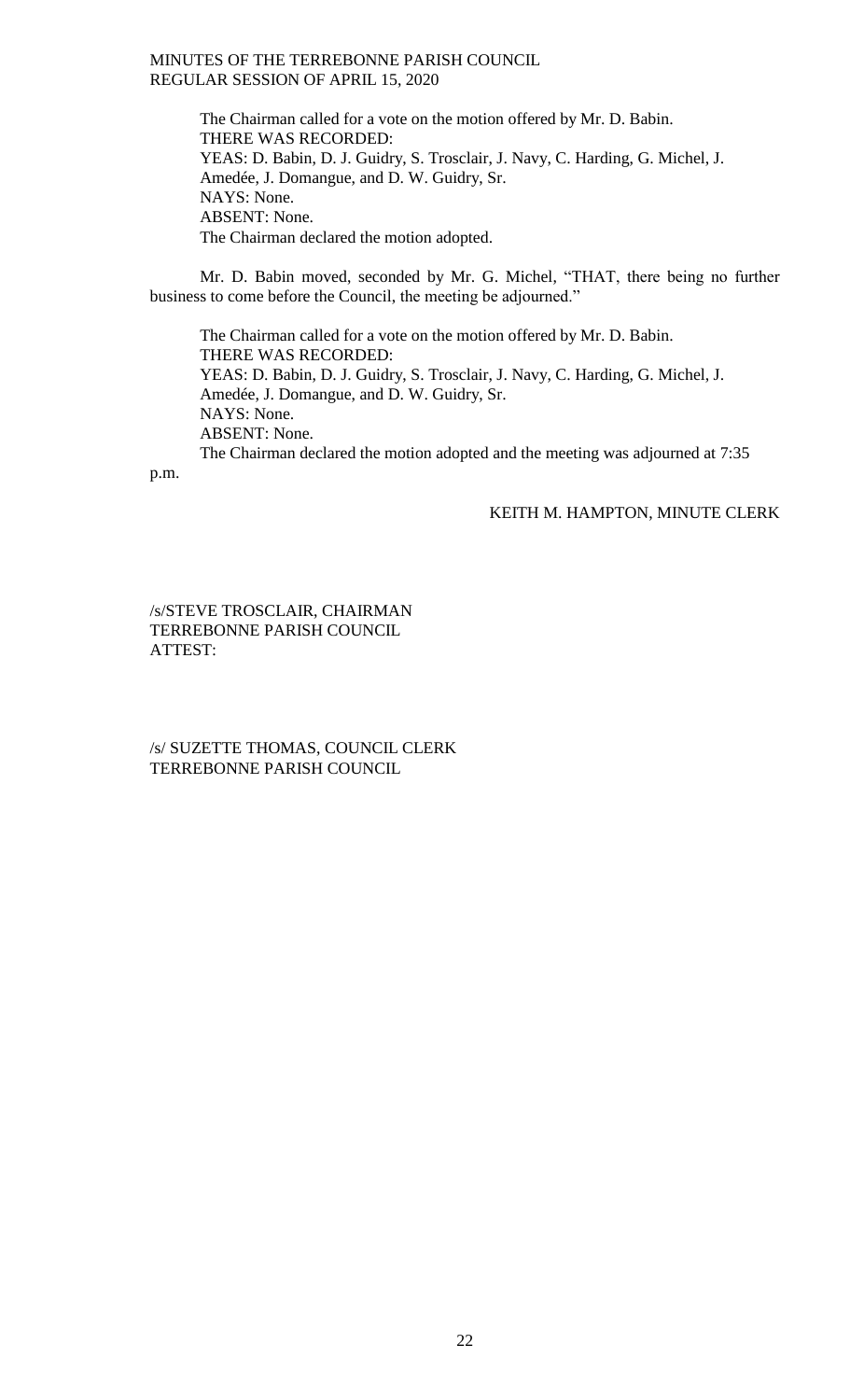The Chairman called for a vote on the motion offered by Mr. D. Babin.
THERE WAS RECORDED:
YEAS: D. Babin, D. J. Guidry, S. Trosclair, J. Navy, C. Harding, G. Michel, J. Amedée, J. Domangue, and D. W. Guidry, Sr.
NAYS: None.
ABSENT: None.
The Chairman declared the motion adopted.

Mr. D. Babin moved, seconded by Mr. G. Michel, "THAT, there being no further business to come before the Council, the meeting be adjourned."

The Chairman called for a vote on the motion offered by Mr. D. Babin.
THERE WAS RECORDED:
YEAS: D. Babin, D. J. Guidry, S. Trosclair, J. Navy, C. Harding, G. Michel, J. Amedée, J. Domangue, and D. W. Guidry, Sr.
NAYS: None.
ABSENT: None.
The Chairman declared the motion adopted and the meeting was adjourned at 7:35 p.m.

KEITH M. HAMPTON, MINUTE CLERK

/s/STEVE TROSCLAIR, CHAIRMAN
TERREBONNE PARISH COUNCIL
ATTEST:

/s/ SUZETTE THOMAS, COUNCIL CLERK
TERREBONNE PARISH COUNCIL